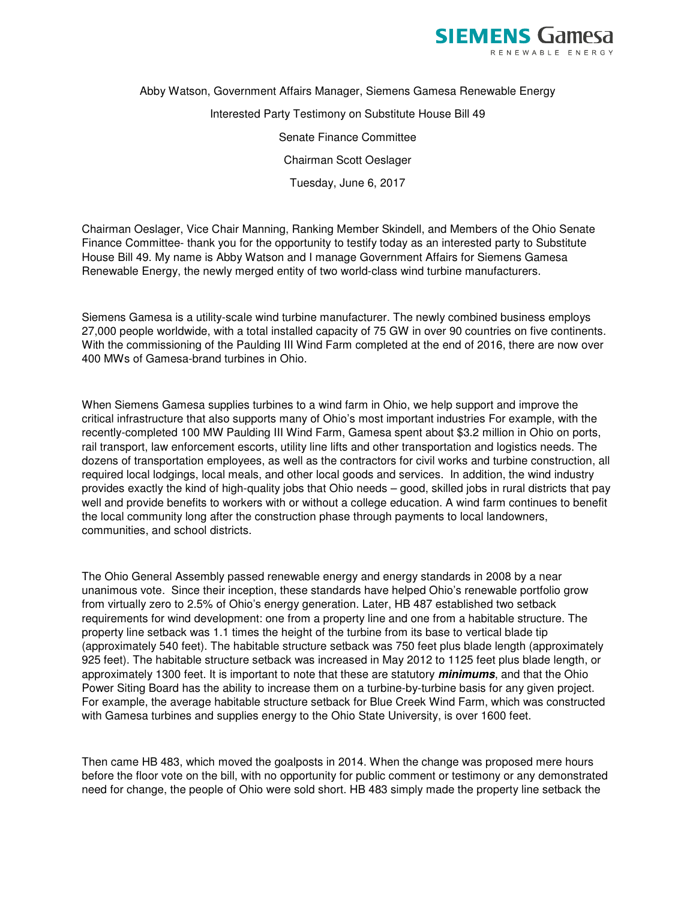Abby Watson, Government Affairs Manager, Siemens Gamesa Renewable Energy

Interested Party Testimony on Substitute House Bill 49

Senate Finance Committee

Chairman Scott Oeslager

Tuesday, June 6, 2017

Chairman Oeslager, Vice Chair Manning, Ranking Member Skindell, and Members of the Ohio Senate Finance Committee- thank you for the opportunity to testify today as an interested party to Substitute House Bill 49. My name is Abby Watson and I manage Government Affairs for Siemens Gamesa Renewable Energy, the newly merged entity of two world-class wind turbine manufacturers.

Siemens Gamesa is a utility-scale wind turbine manufacturer. The newly combined business employs 27,000 people worldwide, with a total installed capacity of 75 GW in over 90 countries on five continents. With the commissioning of the Paulding III Wind Farm completed at the end of 2016, there are now over 400 MWs of Gamesa-brand turbines in Ohio.

When Siemens Gamesa supplies turbines to a wind farm in Ohio, we help support and improve the critical infrastructure that also supports many of Ohio's most important industries For example, with the recently-completed 100 MW Paulding III Wind Farm, Gamesa spent about $3.2 million in Ohio on ports, rail transport, law enforcement escorts, utility line lifts and other transportation and logistics needs. The dozens of transportation employees, as well as the contractors for civil works and turbine construction, all required local lodgings, local meals, and other local goods and services. In addition, the wind industry provides exactly the kind of high-quality jobs that Ohio needs – good, skilled jobs in rural districts that pay well and provide benefits to workers with or without a college education. A wind farm continues to benefit the local community long after the construction phase through payments to local landowners, communities, and school districts.

The Ohio General Assembly passed renewable energy and energy standards in 2008 by a near unanimous vote. Since their inception, these standards have helped Ohio's renewable portfolio grow from virtually zero to 2.5% of Ohio's energy generation. Later, HB 487 established two setback requirements for wind development: one from a property line and one from a habitable structure. The property line setback was 1.1 times the height of the turbine from its base to vertical blade tip (approximately 540 feet). The habitable structure setback was 750 feet plus blade length (approximately 925 feet). The habitable structure setback was increased in May 2012 to 1125 feet plus blade length, or approximately 1300 feet. It is important to note that these are statutory ***minimums***, and that the Ohio Power Siting Board has the ability to increase them on a turbine-by-turbine basis for any given project. For example, the average habitable structure setback for Blue Creek Wind Farm, which was constructed with Gamesa turbines and supplies energy to the Ohio State University, is over 1600 feet.

Then came HB 483, which moved the goalposts in 2014. When the change was proposed mere hours before the floor vote on the bill, with no opportunity for public comment or testimony or any demonstrated need for change, the people of Ohio were sold short. HB 483 simply made the property line setback the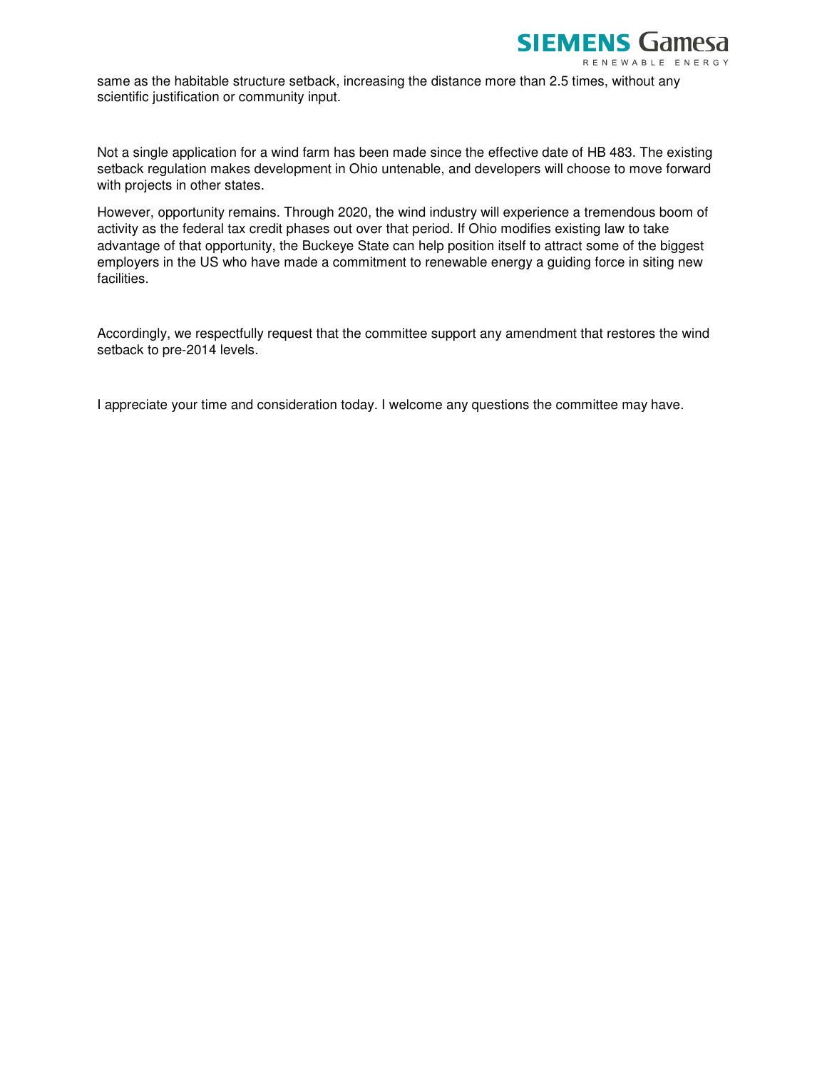same as the habitable structure setback, increasing the distance more than 2.5 times, without any scientific justification or community input.

Not a single application for a wind farm has been made since the effective date of HB 483. The existing setback regulation makes development in Ohio untenable, and developers will choose to move forward with projects in other states.

However, opportunity remains. Through 2020, the wind industry will experience a tremendous boom of activity as the federal tax credit phases out over that period. If Ohio modifies existing law to take advantage of that opportunity, the Buckeye State can help position itself to attract some of the biggest employers in the US who have made a commitment to renewable energy a guiding force in siting new facilities.

Accordingly, we respectfully request that the committee support any amendment that restores the wind setback to pre-2014 levels.

I appreciate your time and consideration today. I welcome any questions the committee may have.